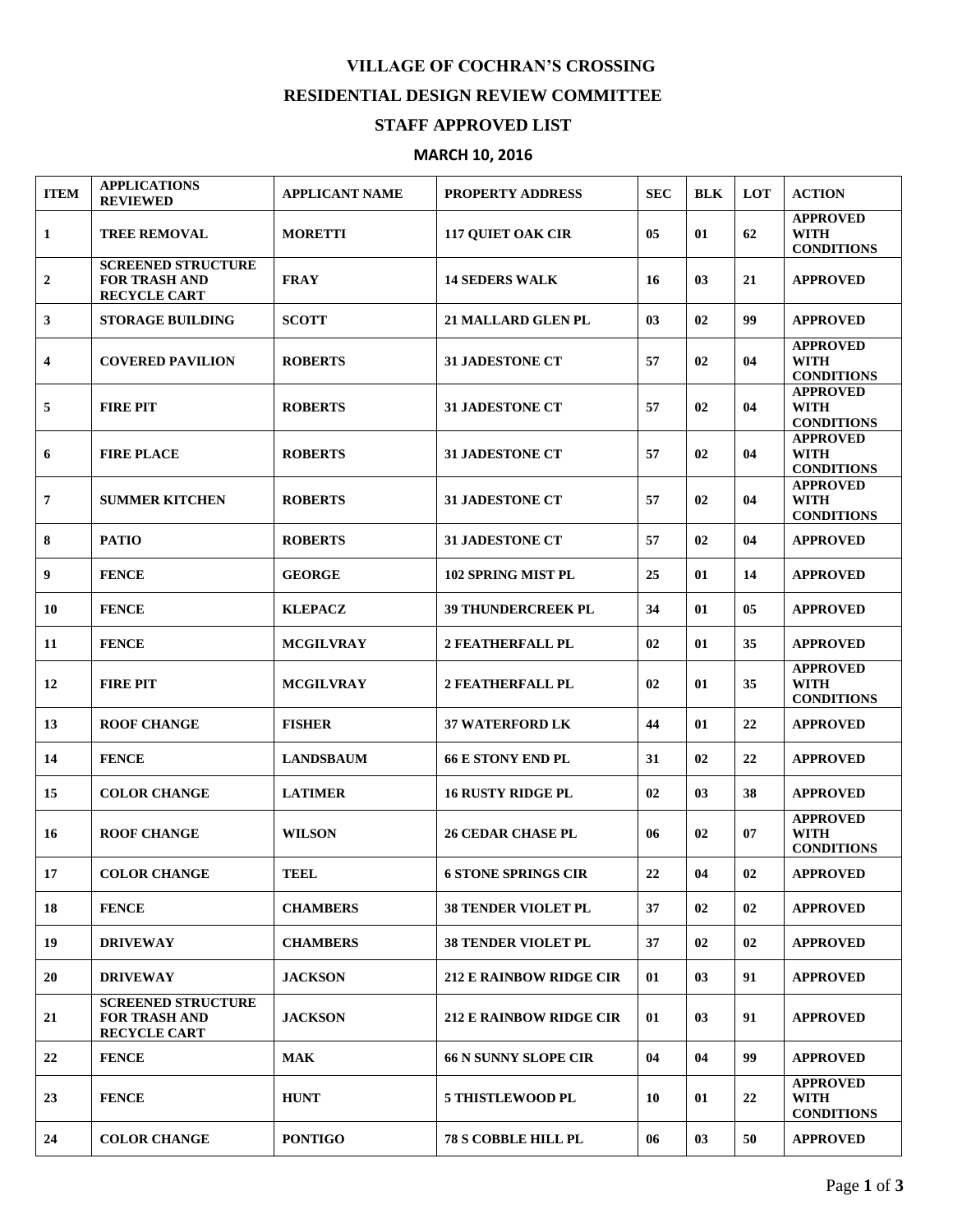# VILLAGE OF COCHRAN'S CROSSING

## RESIDENTIAL DESIGN REVIEW COMMITTEE

## STAFF APPROVED LIST

### MARCH 10, 2016

| ITEM | APPLICATIONS REVIEWED | APPLICANT NAME | PROPERTY ADDRESS | SEC | BLK | LOT | ACTION |
|---|---|---|---|---|---|---|---|
| 1 | TREE REMOVAL | MORETTI | 117 QUIET OAK CIR | 05 | 01 | 62 | APPROVED WITH CONDITIONS |
| 2 | SCREENED STRUCTURE FOR TRASH AND RECYCLE CART | FRAY | 14 SEDERS WALK | 16 | 03 | 21 | APPROVED |
| 3 | STORAGE BUILDING | SCOTT | 21 MALLARD GLEN PL | 03 | 02 | 99 | APPROVED |
| 4 | COVERED PAVILION | ROBERTS | 31 JADESTONE CT | 57 | 02 | 04 | APPROVED WITH CONDITIONS |
| 5 | FIRE PIT | ROBERTS | 31 JADESTONE CT | 57 | 02 | 04 | APPROVED WITH CONDITIONS |
| 6 | FIRE PLACE | ROBERTS | 31 JADESTONE CT | 57 | 02 | 04 | APPROVED WITH CONDITIONS |
| 7 | SUMMER KITCHEN | ROBERTS | 31 JADESTONE CT | 57 | 02 | 04 | APPROVED WITH CONDITIONS |
| 8 | PATIO | ROBERTS | 31 JADESTONE CT | 57 | 02 | 04 | APPROVED |
| 9 | FENCE | GEORGE | 102 SPRING MIST PL | 25 | 01 | 14 | APPROVED |
| 10 | FENCE | KLEPACZ | 39 THUNDERCREEK PL | 34 | 01 | 05 | APPROVED |
| 11 | FENCE | MCGILVRAY | 2 FEATHERFALL PL | 02 | 01 | 35 | APPROVED |
| 12 | FIRE PIT | MCGILVRAY | 2 FEATHERFALL PL | 02 | 01 | 35 | APPROVED WITH CONDITIONS |
| 13 | ROOF CHANGE | FISHER | 37 WATERFORD LK | 44 | 01 | 22 | APPROVED |
| 14 | FENCE | LANDSBAUM | 66 E STONY END PL | 31 | 02 | 22 | APPROVED |
| 15 | COLOR CHANGE | LATIMER | 16 RUSTY RIDGE PL | 02 | 03 | 38 | APPROVED |
| 16 | ROOF CHANGE | WILSON | 26 CEDAR CHASE PL | 06 | 02 | 07 | APPROVED WITH CONDITIONS |
| 17 | COLOR CHANGE | TEEL | 6 STONE SPRINGS CIR | 22 | 04 | 02 | APPROVED |
| 18 | FENCE | CHAMBERS | 38 TENDER VIOLET PL | 37 | 02 | 02 | APPROVED |
| 19 | DRIVEWAY | CHAMBERS | 38 TENDER VIOLET PL | 37 | 02 | 02 | APPROVED |
| 20 | DRIVEWAY | JACKSON | 212 E RAINBOW RIDGE CIR | 01 | 03 | 91 | APPROVED |
| 21 | SCREENED STRUCTURE FOR TRASH AND RECYCLE CART | JACKSON | 212 E RAINBOW RIDGE CIR | 01 | 03 | 91 | APPROVED |
| 22 | FENCE | MAK | 66 N SUNNY SLOPE CIR | 04 | 04 | 99 | APPROVED |
| 23 | FENCE | HUNT | 5 THISTLEWOOD PL | 10 | 01 | 22 | APPROVED WITH CONDITIONS |
| 24 | COLOR CHANGE | PONTIGO | 78 S COBBLE HILL PL | 06 | 03 | 50 | APPROVED |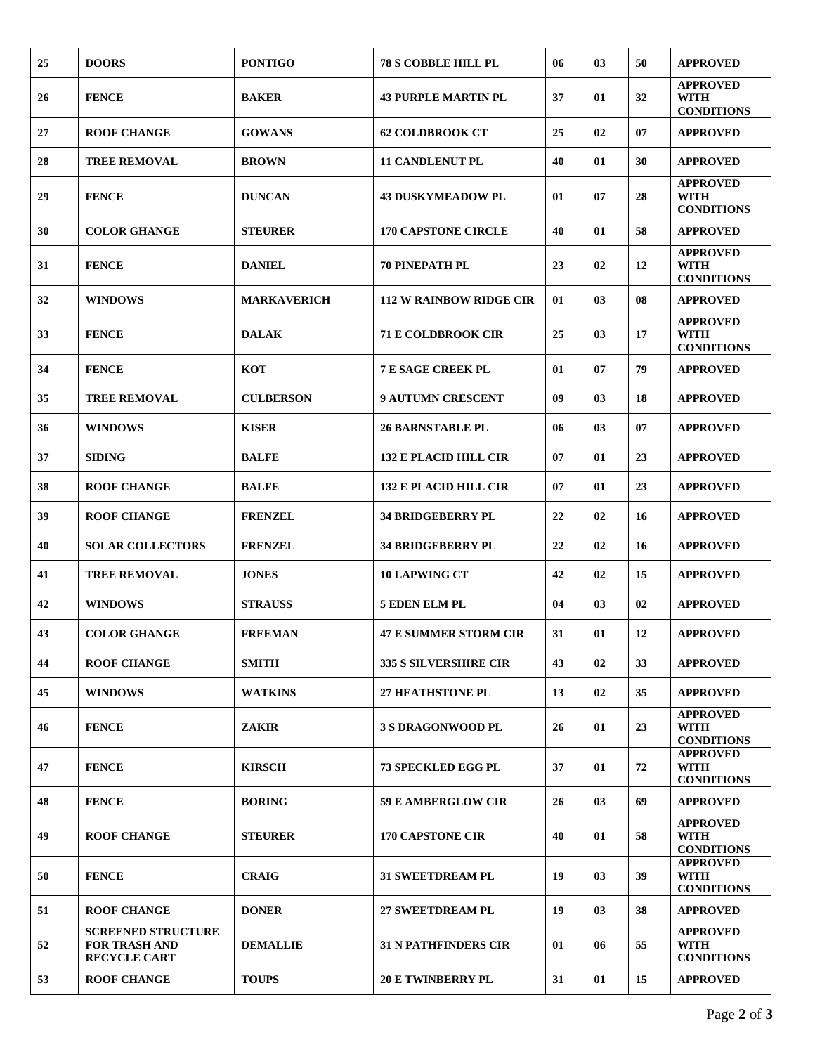| 25 | DOORS | PONTIGO | 78 S COBBLE HILL PL | 06 | 03 | 50 | APPROVED |
|---|---|---|---|---|---|---|---|
| 26 | FENCE | BAKER | 43 PURPLE MARTIN PL | 37 | 01 | 32 | APPROVED WITH CONDITIONS |
| 27 | ROOF CHANGE | GOWANS | 62 COLDBROOK CT | 25 | 02 | 07 | APPROVED |
| 28 | TREE REMOVAL | BROWN | 11 CANDLENUT PL | 40 | 01 | 30 | APPROVED |
| 29 | FENCE | DUNCAN | 43 DUSKYMEADOW PL | 01 | 07 | 28 | APPROVED WITH CONDITIONS |
| 30 | COLOR GHANGE | STEURER | 170 CAPSTONE CIRCLE | 40 | 01 | 58 | APPROVED |
| 31 | FENCE | DANIEL | 70 PINEPATH PL | 23 | 02 | 12 | APPROVED WITH CONDITIONS |
| 32 | WINDOWS | MARKAVERICH | 112 W RAINBOW RIDGE CIR | 01 | 03 | 08 | APPROVED |
| 33 | FENCE | DALAK | 71 E COLDBROOK CIR | 25 | 03 | 17 | APPROVED WITH CONDITIONS |
| 34 | FENCE | KOT | 7 E SAGE CREEK PL | 01 | 07 | 79 | APPROVED |
| 35 | TREE REMOVAL | CULBERSON | 9 AUTUMN CRESCENT | 09 | 03 | 18 | APPROVED |
| 36 | WINDOWS | KISER | 26 BARNSTABLE PL | 06 | 03 | 07 | APPROVED |
| 37 | SIDING | BALFE | 132 E PLACID HILL CIR | 07 | 01 | 23 | APPROVED |
| 38 | ROOF CHANGE | BALFE | 132 E PLACID HILL CIR | 07 | 01 | 23 | APPROVED |
| 39 | ROOF CHANGE | FRENZEL | 34 BRIDGEBERRY PL | 22 | 02 | 16 | APPROVED |
| 40 | SOLAR COLLECTORS | FRENZEL | 34 BRIDGEBERRY PL | 22 | 02 | 16 | APPROVED |
| 41 | TREE REMOVAL | JONES | 10 LAPWING CT | 42 | 02 | 15 | APPROVED |
| 42 | WINDOWS | STRAUSS | 5 EDEN ELM PL | 04 | 03 | 02 | APPROVED |
| 43 | COLOR GHANGE | FREEMAN | 47 E SUMMER STORM CIR | 31 | 01 | 12 | APPROVED |
| 44 | ROOF CHANGE | SMITH | 335 S SILVERSHIRE CIR | 43 | 02 | 33 | APPROVED |
| 45 | WINDOWS | WATKINS | 27 HEATHSTONE PL | 13 | 02 | 35 | APPROVED |
| 46 | FENCE | ZAKIR | 3 S DRAGONWOOD PL | 26 | 01 | 23 | APPROVED WITH CONDITIONS |
| 47 | FENCE | KIRSCH | 73 SPECKLED EGG PL | 37 | 01 | 72 | APPROVED WITH CONDITIONS |
| 48 | FENCE | BORING | 59 E AMBERGLOW CIR | 26 | 03 | 69 | APPROVED |
| 49 | ROOF CHANGE | STEURER | 170 CAPSTONE CIR | 40 | 01 | 58 | APPROVED WITH CONDITIONS |
| 50 | FENCE | CRAIG | 31 SWEETDREAM PL | 19 | 03 | 39 | APPROVED WITH CONDITIONS |
| 51 | ROOF CHANGE | DONER | 27 SWEETDREAM PL | 19 | 03 | 38 | APPROVED |
| 52 | SCREENED STRUCTURE FOR TRASH AND RECYCLE CART | DEMALLIE | 31 N PATHFINDERS CIR | 01 | 06 | 55 | APPROVED WITH CONDITIONS |
| 53 | ROOF CHANGE | TOUPS | 20 E TWINBERRY PL | 31 | 01 | 15 | APPROVED |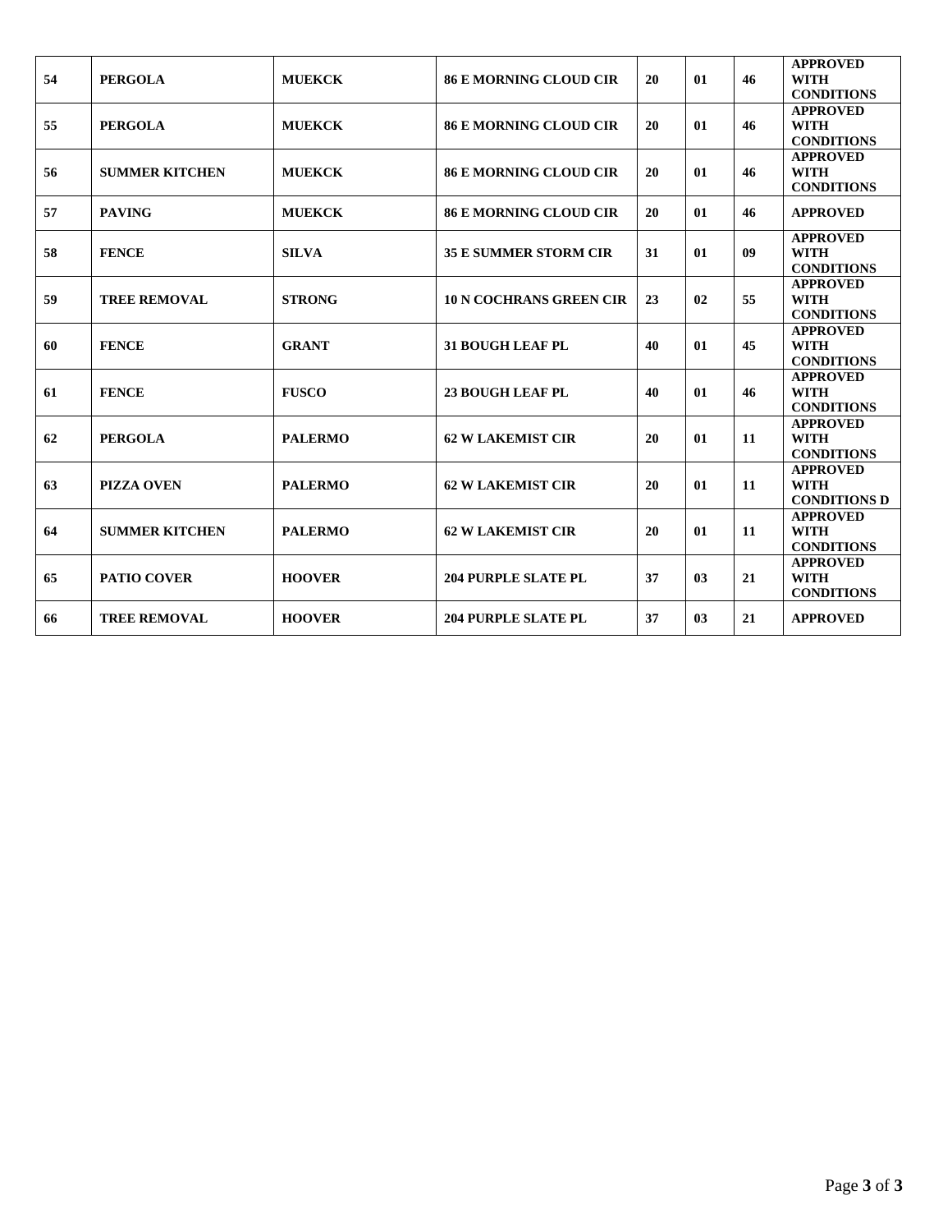| | | | | | | | |
|---|---|---|---|---|---|---|---|
| 54 | PERGOLA | MUEKCK | 86 E MORNING CLOUD CIR | 20 | 01 | 46 | APPROVED WITH CONDITIONS |
| 55 | PERGOLA | MUEKCK | 86 E MORNING CLOUD CIR | 20 | 01 | 46 | APPROVED WITH CONDITIONS |
| 56 | SUMMER KITCHEN | MUEKCK | 86 E MORNING CLOUD CIR | 20 | 01 | 46 | APPROVED WITH CONDITIONS |
| 57 | PAVING | MUEKCK | 86 E MORNING CLOUD CIR | 20 | 01 | 46 | APPROVED |
| 58 | FENCE | SILVA | 35 E SUMMER STORM CIR | 31 | 01 | 09 | APPROVED WITH CONDITIONS |
| 59 | TREE REMOVAL | STRONG | 10 N COCHRANS GREEN CIR | 23 | 02 | 55 | APPROVED WITH CONDITIONS |
| 60 | FENCE | GRANT | 31 BOUGH LEAF PL | 40 | 01 | 45 | APPROVED WITH CONDITIONS |
| 61 | FENCE | FUSCO | 23 BOUGH LEAF PL | 40 | 01 | 46 | APPROVED WITH CONDITIONS |
| 62 | PERGOLA | PALERMO | 62 W LAKEMIST CIR | 20 | 01 | 11 | APPROVED WITH CONDITIONS |
| 63 | PIZZA OVEN | PALERMO | 62 W LAKEMIST CIR | 20 | 01 | 11 | APPROVED WITH CONDITIONS D |
| 64 | SUMMER KITCHEN | PALERMO | 62 W LAKEMIST CIR | 20 | 01 | 11 | APPROVED WITH CONDITIONS |
| 65 | PATIO COVER | HOOVER | 204 PURPLE SLATE PL | 37 | 03 | 21 | APPROVED WITH CONDITIONS |
| 66 | TREE REMOVAL | HOOVER | 204 PURPLE SLATE PL | 37 | 03 | 21 | APPROVED |